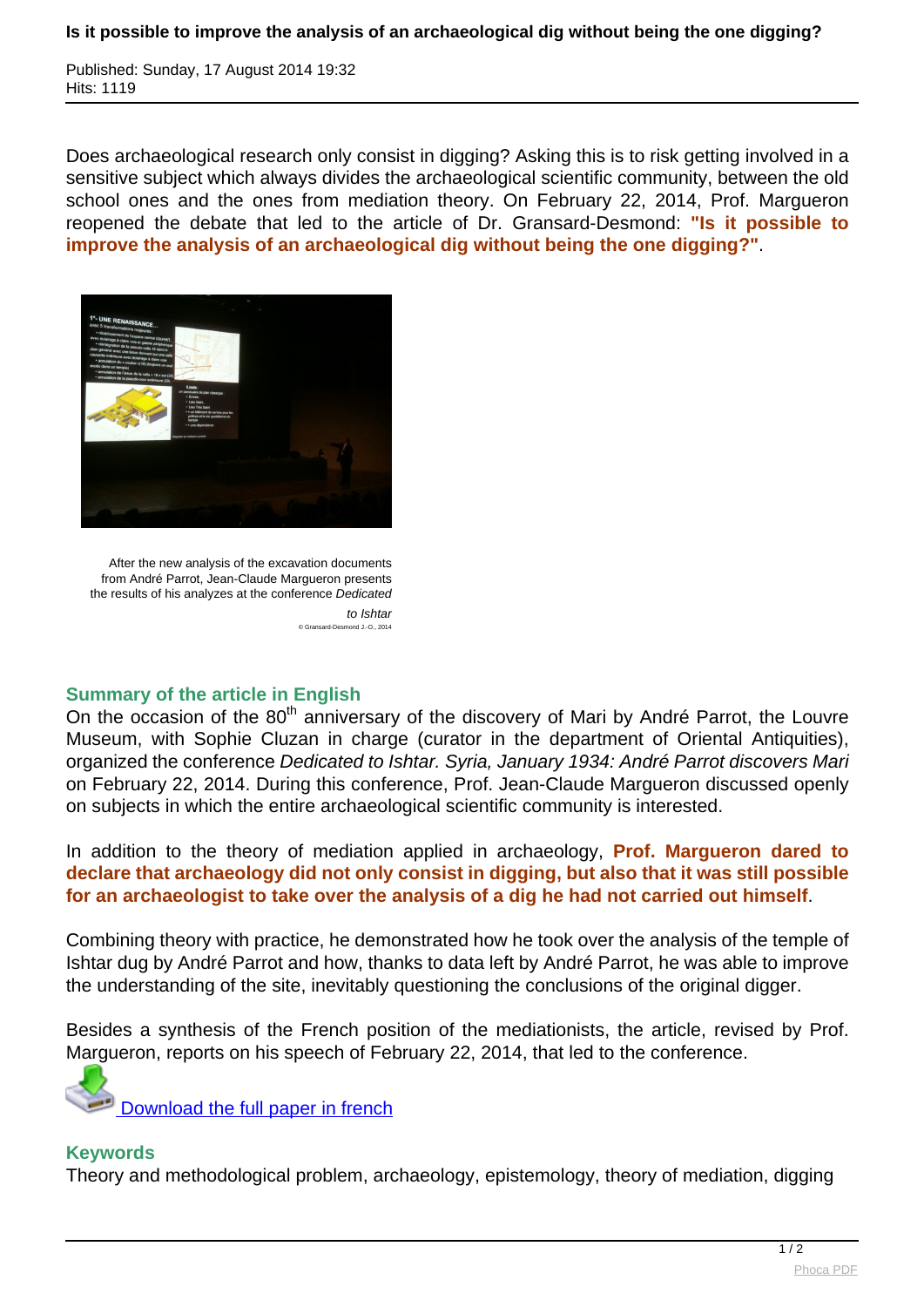# Is it possible to improve the analysis of an archaeological dig without being the one digging?

Published: Sunday, 17 August 2014 19:32
Hits: 1119

Does archaeological research only consist in digging? Asking this is to risk getting involved in a sensitive subject which always divides the archaeological scientific community, between the old school ones and the ones from mediation theory. On February 22, 2014, Prof. Margueron reopened the debate that led to the article of Dr. Gransard-Desmond: **"Is it possible to improve the analysis of an archaeological dig without being the one digging?"**.

After the new analysis of the excavation documents from André Parrot, Jean-Claude Margueron presents the results of his analyzes at the conference *Dedicated to Ishtar*
© Gransard-Desmond J.-O., 2014

## Summary of the article in English

On the occasion of the 80th anniversary of the discovery of Mari by André Parrot, the Louvre Museum, with Sophie Cluzan in charge (curator in the department of Oriental Antiquities), organized the conference *Dedicated to Ishtar. Syria, January 1934: André Parrot discovers Mari* on February 22, 2014. During this conference, Prof. Jean-Claude Margueron discussed openly on subjects in which the entire archaeological scientific community is interested.

In addition to the theory of mediation applied in archaeology, **Prof. Margueron dared to declare that archaeology did not only consist in digging, but also that it was still possible for an archaeologist to take over the analysis of a dig he had not carried out himself**.

Combining theory with practice, he demonstrated how he took over the analysis of the temple of Ishtar dug by André Parrot and how, thanks to data left by André Parrot, he was able to improve the understanding of the site, inevitably questioning the conclusions of the original digger.

Besides a synthesis of the French position of the mediationists, the article, revised by Prof. Margueron, reports on his speech of February 22, 2014, that led to the conference.

Download the full paper in french

## Keywords

Theory and methodological problem, archaeology, epistemology, theory of mediation, digging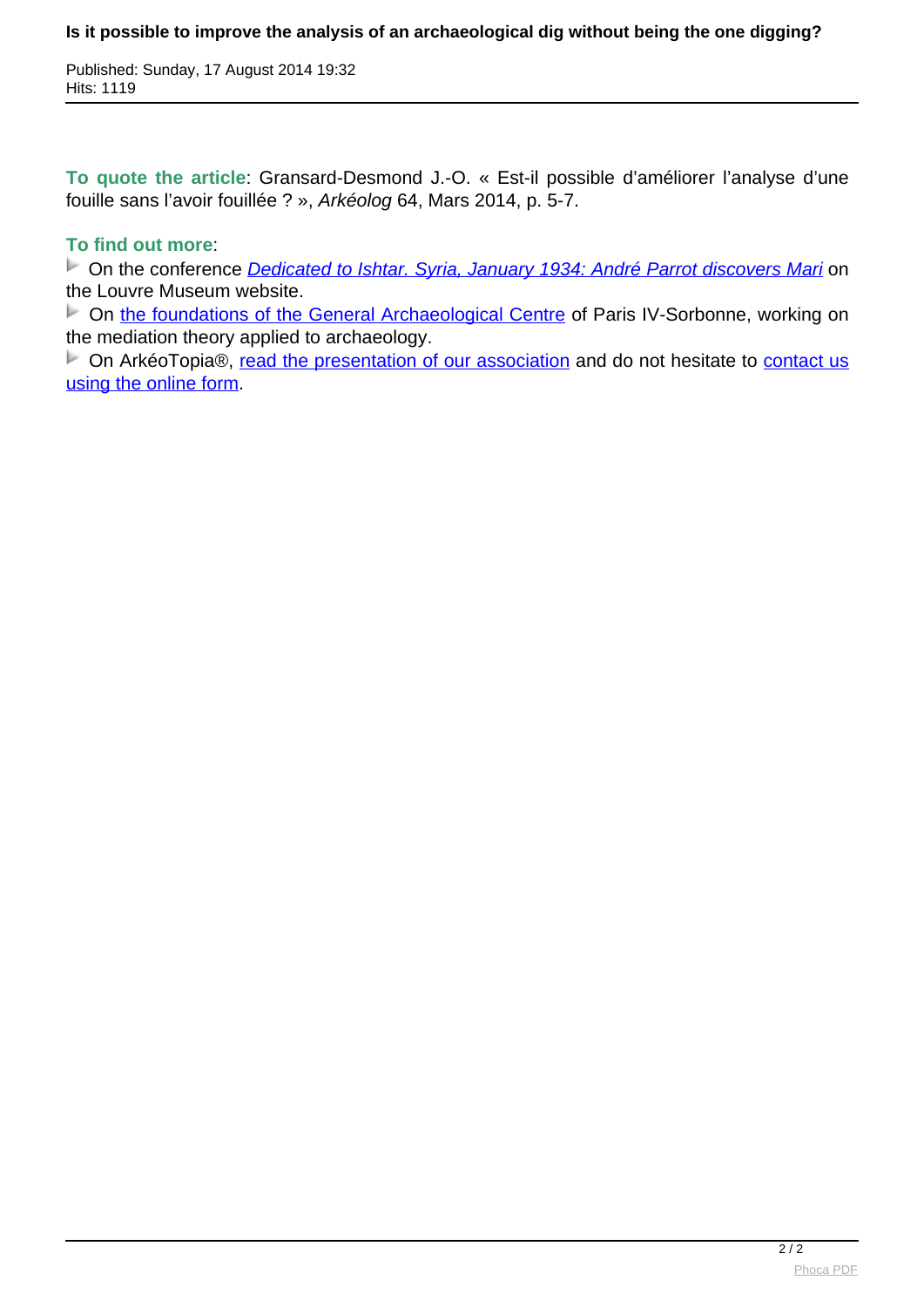**To quote the article**: Gransard-Desmond J.-O. « Est-il possible d'améliorer l'analyse d'une fouille sans l'avoir fouillée ? », *Arkéolog* 64, Mars 2014, p. 5-7.

**To find out more**:

- On the conference *Dedicated to Ishtar. Syria, January 1934: André Parrot discovers Mari* on the Louvre Museum website.
- On the foundations of the General Archaeological Centre of Paris IV-Sorbonne, working on the mediation theory applied to archaeology.
- On ArkéoTopia®, read the presentation of our association and do not hesitate to contact us using the online form.